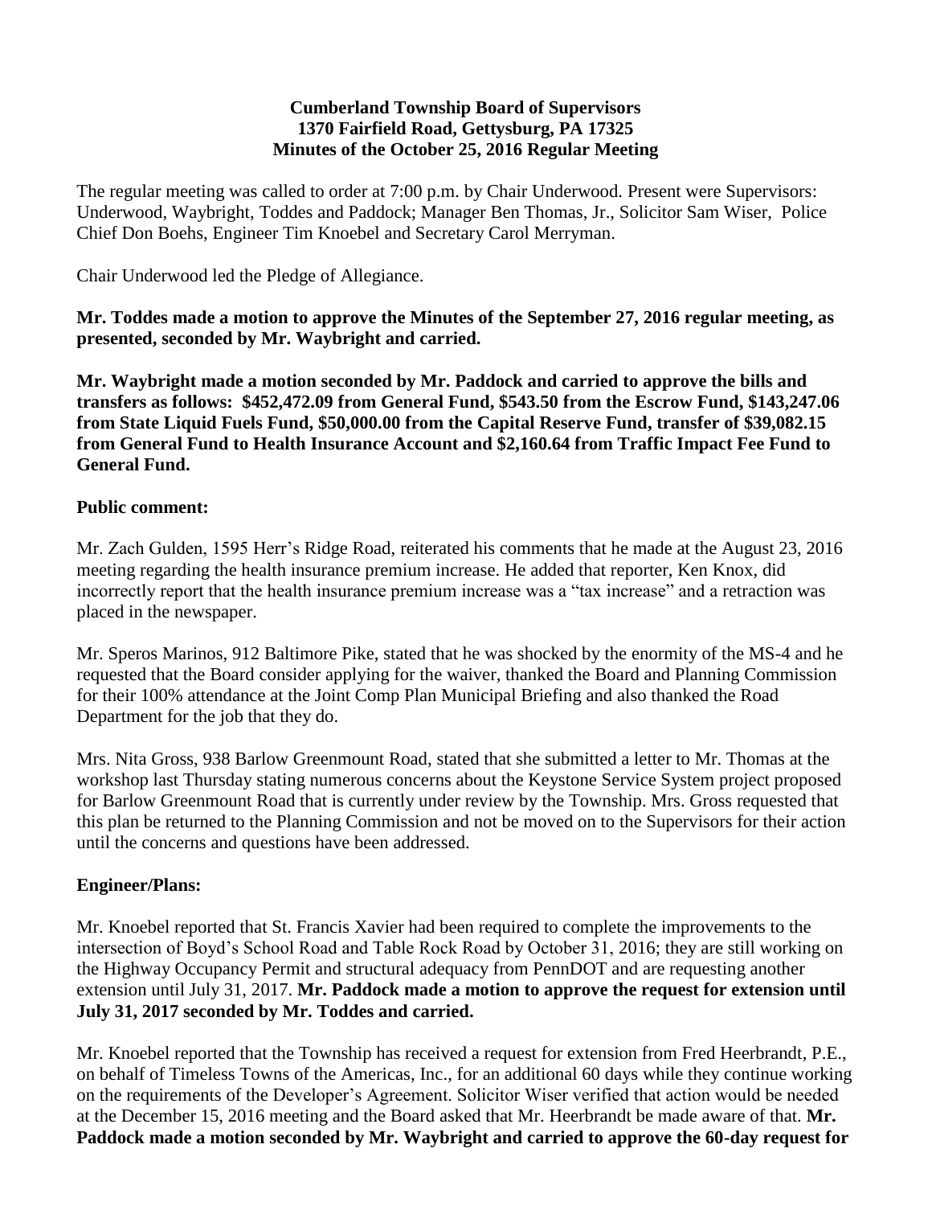**Cumberland Township Board of Supervisors**
**1370 Fairfield Road, Gettysburg, PA 17325**
**Minutes of the October 25, 2016 Regular Meeting**

The regular meeting was called to order at 7:00 p.m. by Chair Underwood. Present were Supervisors: Underwood, Waybright, Toddes and Paddock; Manager Ben Thomas, Jr., Solicitor Sam Wiser, Police Chief Don Boehs, Engineer Tim Knoebel and Secretary Carol Merryman.

Chair Underwood led the Pledge of Allegiance.

**Mr. Toddes made a motion to approve the Minutes of the September 27, 2016 regular meeting, as presented, seconded by Mr. Waybright and carried.**

**Mr. Waybright made a motion seconded by Mr. Paddock and carried to approve the bills and transfers as follows: $452,472.09 from General Fund, $543.50 from the Escrow Fund, $143,247.06 from State Liquid Fuels Fund, $50,000.00 from the Capital Reserve Fund, transfer of $39,082.15 from General Fund to Health Insurance Account and $2,160.64 from Traffic Impact Fee Fund to General Fund.**

**Public comment:**

Mr. Zach Gulden, 1595 Herr's Ridge Road, reiterated his comments that he made at the August 23, 2016 meeting regarding the health insurance premium increase. He added that reporter, Ken Knox, did incorrectly report that the health insurance premium increase was a "tax increase" and a retraction was placed in the newspaper.

Mr. Speros Marinos, 912 Baltimore Pike, stated that he was shocked by the enormity of the MS-4 and he requested that the Board consider applying for the waiver, thanked the Board and Planning Commission for their 100% attendance at the Joint Comp Plan Municipal Briefing and also thanked the Road Department for the job that they do.

Mrs. Nita Gross, 938 Barlow Greenmount Road, stated that she submitted a letter to Mr. Thomas at the workshop last Thursday stating numerous concerns about the Keystone Service System project proposed for Barlow Greenmount Road that is currently under review by the Township. Mrs. Gross requested that this plan be returned to the Planning Commission and not be moved on to the Supervisors for their action until the concerns and questions have been addressed.

**Engineer/Plans:**

Mr. Knoebel reported that St. Francis Xavier had been required to complete the improvements to the intersection of Boyd's School Road and Table Rock Road by October 31, 2016; they are still working on the Highway Occupancy Permit and structural adequacy from PennDOT and are requesting another extension until July 31, 2017. **Mr. Paddock made a motion to approve the request for extension until July 31, 2017 seconded by Mr. Toddes and carried.**

Mr. Knoebel reported that the Township has received a request for extension from Fred Heerbrandt, P.E., on behalf of Timeless Towns of the Americas, Inc., for an additional 60 days while they continue working on the requirements of the Developer's Agreement. Solicitor Wiser verified that action would be needed at the December 15, 2016 meeting and the Board asked that Mr. Heerbrandt be made aware of that. **Mr. Paddock made a motion seconded by Mr. Waybright and carried to approve the 60-day request for**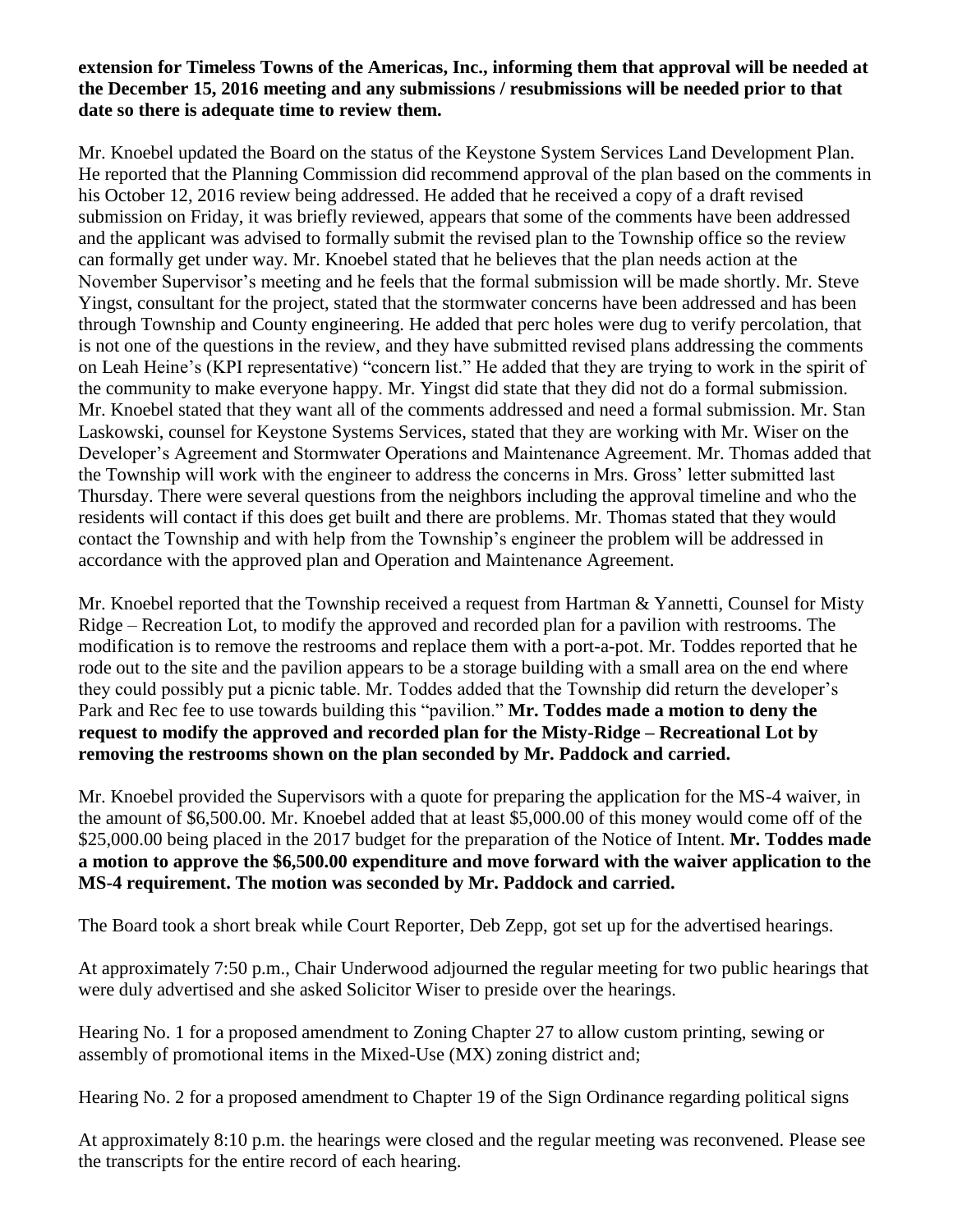**extension for Timeless Towns of the Americas, Inc., informing them that approval will be needed at the December 15, 2016 meeting and any submissions / resubmissions will be needed prior to that date so there is adequate time to review them.**

Mr. Knoebel updated the Board on the status of the Keystone System Services Land Development Plan. He reported that the Planning Commission did recommend approval of the plan based on the comments in his October 12, 2016 review being addressed. He added that he received a copy of a draft revised submission on Friday, it was briefly reviewed, appears that some of the comments have been addressed and the applicant was advised to formally submit the revised plan to the Township office so the review can formally get under way. Mr. Knoebel stated that he believes that the plan needs action at the November Supervisor's meeting and he feels that the formal submission will be made shortly. Mr. Steve Yingst, consultant for the project, stated that the stormwater concerns have been addressed and has been through Township and County engineering. He added that perc holes were dug to verify percolation, that is not one of the questions in the review, and they have submitted revised plans addressing the comments on Leah Heine's (KPI representative) "concern list." He added that they are trying to work in the spirit of the community to make everyone happy. Mr. Yingst did state that they did not do a formal submission. Mr. Knoebel stated that they want all of the comments addressed and need a formal submission. Mr. Stan Laskowski, counsel for Keystone Systems Services, stated that they are working with Mr. Wiser on the Developer's Agreement and Stormwater Operations and Maintenance Agreement. Mr. Thomas added that the Township will work with the engineer to address the concerns in Mrs. Gross' letter submitted last Thursday. There were several questions from the neighbors including the approval timeline and who the residents will contact if this does get built and there are problems. Mr. Thomas stated that they would contact the Township and with help from the Township's engineer the problem will be addressed in accordance with the approved plan and Operation and Maintenance Agreement.

Mr. Knoebel reported that the Township received a request from Hartman & Yannetti, Counsel for Misty Ridge – Recreation Lot, to modify the approved and recorded plan for a pavilion with restrooms. The modification is to remove the restrooms and replace them with a port-a-pot. Mr. Toddes reported that he rode out to the site and the pavilion appears to be a storage building with a small area on the end where they could possibly put a picnic table. Mr. Toddes added that the Township did return the developer's Park and Rec fee to use towards building this "pavilion." **Mr. Toddes made a motion to deny the request to modify the approved and recorded plan for the Misty-Ridge – Recreational Lot by removing the restrooms shown on the plan seconded by Mr. Paddock and carried.**

Mr. Knoebel provided the Supervisors with a quote for preparing the application for the MS-4 waiver, in the amount of $6,500.00. Mr. Knoebel added that at least $5,000.00 of this money would come off of the $25,000.00 being placed in the 2017 budget for the preparation of the Notice of Intent. **Mr. Toddes made a motion to approve the $6,500.00 expenditure and move forward with the waiver application to the MS-4 requirement. The motion was seconded by Mr. Paddock and carried.**

The Board took a short break while Court Reporter, Deb Zepp, got set up for the advertised hearings.

At approximately 7:50 p.m., Chair Underwood adjourned the regular meeting for two public hearings that were duly advertised and she asked Solicitor Wiser to preside over the hearings.

Hearing No. 1 for a proposed amendment to Zoning Chapter 27 to allow custom printing, sewing or assembly of promotional items in the Mixed-Use (MX) zoning district and;

Hearing No. 2 for a proposed amendment to Chapter 19 of the Sign Ordinance regarding political signs

At approximately 8:10 p.m. the hearings were closed and the regular meeting was reconvened. Please see the transcripts for the entire record of each hearing.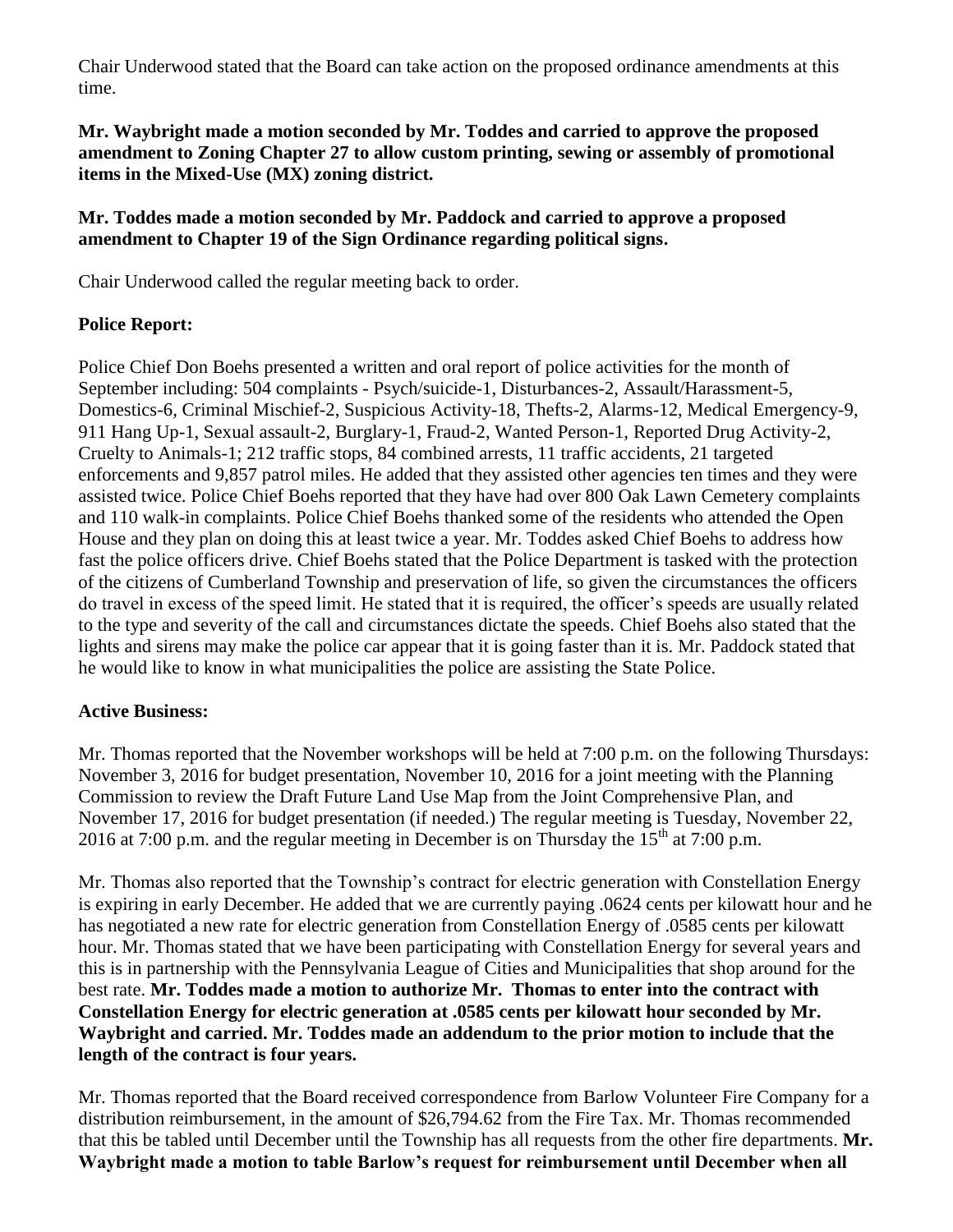Chair Underwood stated that the Board can take action on the proposed ordinance amendments at this time.

**Mr. Waybright made a motion seconded by Mr. Toddes and carried to approve the proposed amendment to Zoning Chapter 27 to allow custom printing, sewing or assembly of promotional items in the Mixed-Use (MX) zoning district.**

**Mr. Toddes made a motion seconded by Mr. Paddock and carried to approve a proposed amendment to Chapter 19 of the Sign Ordinance regarding political signs.**

Chair Underwood called the regular meeting back to order.

**Police Report:**

Police Chief Don Boehs presented a written and oral report of police activities for the month of September including: 504 complaints - Psych/suicide-1, Disturbances-2, Assault/Harassment-5, Domestics-6, Criminal Mischief-2, Suspicious Activity-18, Thefts-2, Alarms-12, Medical Emergency-9, 911 Hang Up-1, Sexual assault-2, Burglary-1, Fraud-2, Wanted Person-1, Reported Drug Activity-2, Cruelty to Animals-1; 212 traffic stops, 84 combined arrests, 11 traffic accidents, 21 targeted enforcements and 9,857 patrol miles. He added that they assisted other agencies ten times and they were assisted twice. Police Chief Boehs reported that they have had over 800 Oak Lawn Cemetery complaints and 110 walk-in complaints. Police Chief Boehs thanked some of the residents who attended the Open House and they plan on doing this at least twice a year. Mr. Toddes asked Chief Boehs to address how fast the police officers drive. Chief Boehs stated that the Police Department is tasked with the protection of the citizens of Cumberland Township and preservation of life, so given the circumstances the officers do travel in excess of the speed limit. He stated that it is required, the officer's speeds are usually related to the type and severity of the call and circumstances dictate the speeds. Chief Boehs also stated that the lights and sirens may make the police car appear that it is going faster than it is. Mr. Paddock stated that he would like to know in what municipalities the police are assisting the State Police.

**Active Business:**

Mr. Thomas reported that the November workshops will be held at 7:00 p.m. on the following Thursdays: November 3, 2016 for budget presentation, November 10, 2016 for a joint meeting with the Planning Commission to review the Draft Future Land Use Map from the Joint Comprehensive Plan, and November 17, 2016 for budget presentation (if needed.) The regular meeting is Tuesday, November 22, 2016 at 7:00 p.m. and the regular meeting in December is on Thursday the 15th at 7:00 p.m.

Mr. Thomas also reported that the Township's contract for electric generation with Constellation Energy is expiring in early December. He added that we are currently paying .0624 cents per kilowatt hour and he has negotiated a new rate for electric generation from Constellation Energy of .0585 cents per kilowatt hour. Mr. Thomas stated that we have been participating with Constellation Energy for several years and this is in partnership with the Pennsylvania League of Cities and Municipalities that shop around for the best rate. **Mr. Toddes made a motion to authorize Mr. Thomas to enter into the contract with Constellation Energy for electric generation at .0585 cents per kilowatt hour seconded by Mr. Waybright and carried. Mr. Toddes made an addendum to the prior motion to include that the length of the contract is four years.**

Mr. Thomas reported that the Board received correspondence from Barlow Volunteer Fire Company for a distribution reimbursement, in the amount of $26,794.62 from the Fire Tax. Mr. Thomas recommended that this be tabled until December until the Township has all requests from the other fire departments. **Mr. Waybright made a motion to table Barlow's request for reimbursement until December when all**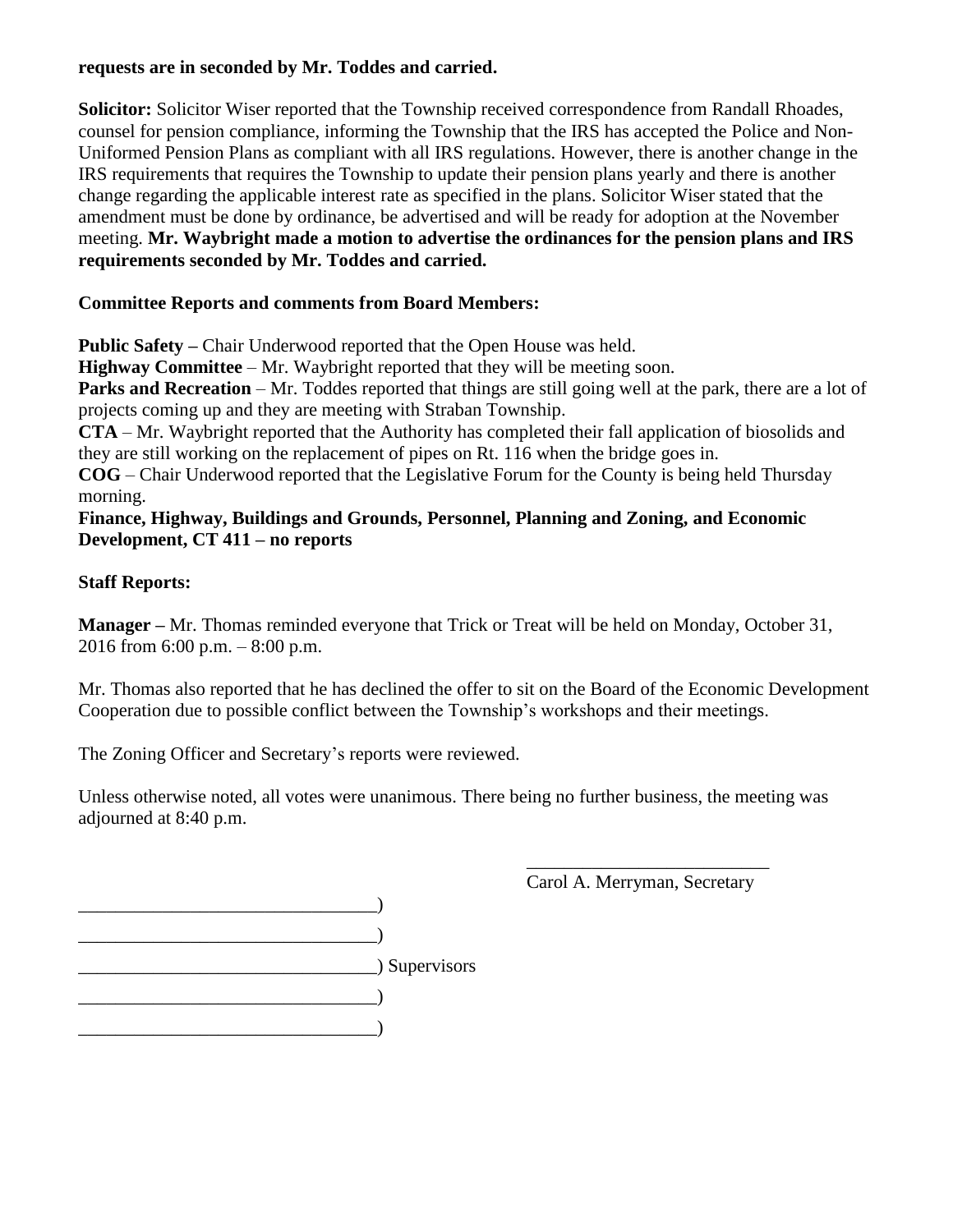**requests are in seconded by Mr. Toddes and carried.**

**Solicitor:** Solicitor Wiser reported that the Township received correspondence from Randall Rhoades, counsel for pension compliance, informing the Township that the IRS has accepted the Police and Non-Uniformed Pension Plans as compliant with all IRS regulations. However, there is another change in the IRS requirements that requires the Township to update their pension plans yearly and there is another change regarding the applicable interest rate as specified in the plans. Solicitor Wiser stated that the amendment must be done by ordinance, be advertised and will be ready for adoption at the November meeting. **Mr. Waybright made a motion to advertise the ordinances for the pension plans and IRS requirements seconded by Mr. Toddes and carried.**

**Committee Reports and comments from Board Members:**

**Public Safety –** Chair Underwood reported that the Open House was held.
**Highway Committee** – Mr. Waybright reported that they will be meeting soon.
**Parks and Recreation** – Mr. Toddes reported that things are still going well at the park, there are a lot of projects coming up and they are meeting with Straban Township.
**CTA** – Mr. Waybright reported that the Authority has completed their fall application of biosolids and they are still working on the replacement of pipes on Rt. 116 when the bridge goes in.
**COG** – Chair Underwood reported that the Legislative Forum for the County is being held Thursday morning.
**Finance, Highway, Buildings and Grounds, Personnel, Planning and Zoning, and Economic Development, CT 411 – no reports**

**Staff Reports:**

**Manager –** Mr. Thomas reminded everyone that Trick or Treat will be held on Monday, October 31, 2016 from 6:00 p.m. – 8:00 p.m.

Mr. Thomas also reported that he has declined the offer to sit on the Board of the Economic Development Cooperation due to possible conflict between the Township's workshops and their meetings.

The Zoning Officer and Secretary's reports were reviewed.

Unless otherwise noted, all votes were unanimous. There being no further business, the meeting was adjourned at 8:40 p.m.

___________________________
Carol A. Merryman, Secretary

_________________________________)
_________________________________)
_________________________________) Supervisors
_________________________________)
_________________________________)